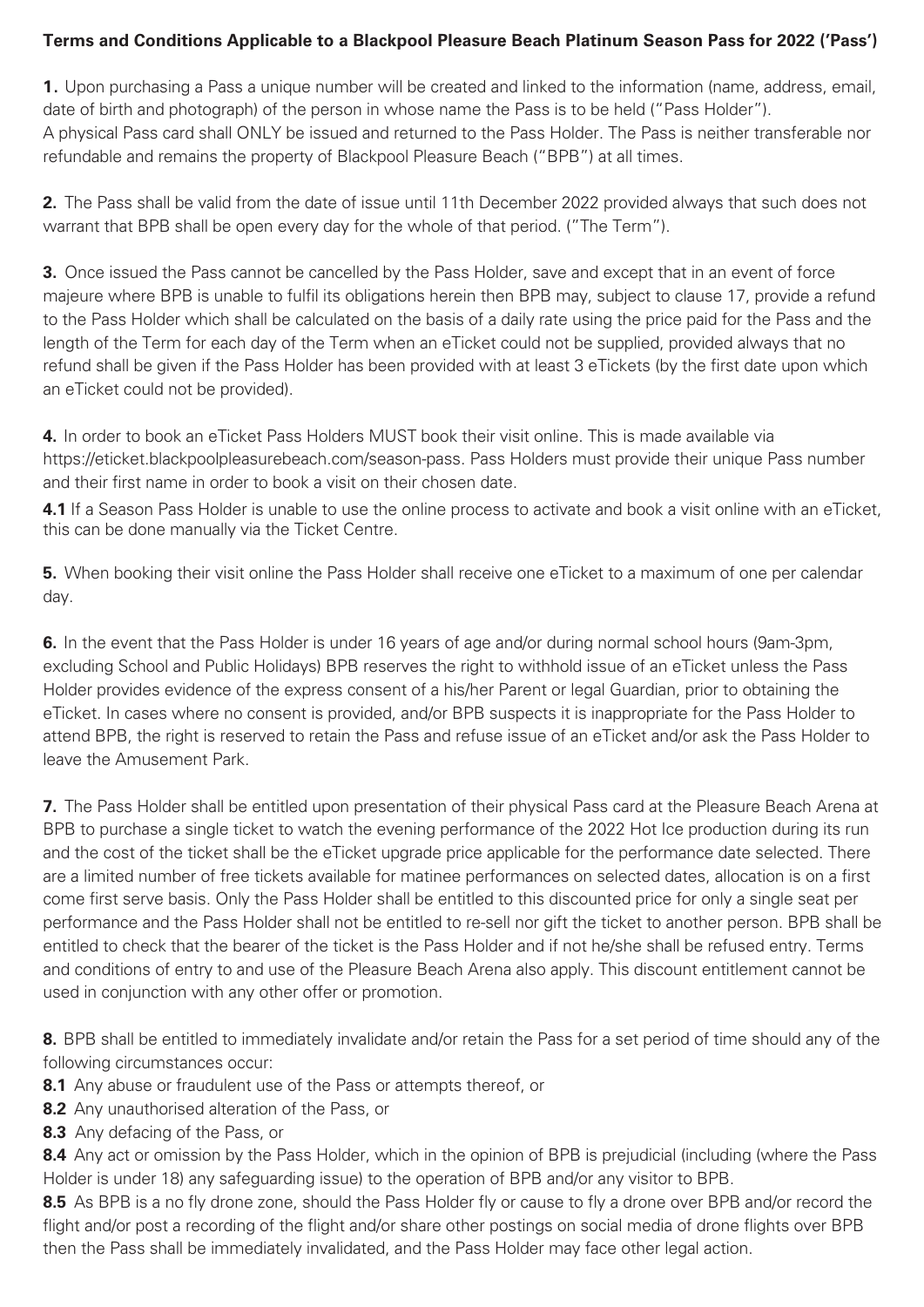**Terms and Conditions Applicable to a Blackpool Pleasure Beach Platinum Season Pass for 2022 ('Pass')**

**1.** Upon purchasing a Pass a unique number will be created and linked to the information (name, address, email, date of birth and photograph) of the person in whose name the Pass is to be held ("Pass Holder"). A physical Pass card shall ONLY be issued and returned to the Pass Holder. The Pass is neither transferable nor refundable and remains the property of Blackpool Pleasure Beach ("BPB") at all times.

**2.** The Pass shall be valid from the date of issue until 11th December 2022 provided always that such does not warrant that BPB shall be open every day for the whole of that period. ("The Term").

**3.** Once issued the Pass cannot be cancelled by the Pass Holder, save and except that in an event of force majeure where BPB is unable to fulfil its obligations herein then BPB may, subject to clause 17, provide a refund to the Pass Holder which shall be calculated on the basis of a daily rate using the price paid for the Pass and the length of the Term for each day of the Term when an eTicket could not be supplied, provided always that no refund shall be given if the Pass Holder has been provided with at least 3 eTickets (by the first date upon which an eTicket could not be provided).

**4.** In order to book an eTicket Pass Holders MUST book their visit online. This is made available via https://eticket.blackpoolpleasurebeach.com/season-pass. Pass Holders must provide their unique Pass number and their first name in order to book a visit on their chosen date.

**4.1** If a Season Pass Holder is unable to use the online process to activate and book a visit online with an eTicket, this can be done manually via the Ticket Centre.

**5.** When booking their visit online the Pass Holder shall receive one eTicket to a maximum of one per calendar day.

**6.** In the event that the Pass Holder is under 16 years of age and/or during normal school hours (9am-3pm, excluding School and Public Holidays) BPB reserves the right to withhold issue of an eTicket unless the Pass Holder provides evidence of the express consent of a his/her Parent or legal Guardian, prior to obtaining the eTicket. In cases where no consent is provided, and/or BPB suspects it is inappropriate for the Pass Holder to attend BPB, the right is reserved to retain the Pass and refuse issue of an eTicket and/or ask the Pass Holder to leave the Amusement Park.

**7.** The Pass Holder shall be entitled upon presentation of their physical Pass card at the Pleasure Beach Arena at BPB to purchase a single ticket to watch the evening performance of the 2022 Hot Ice production during its run and the cost of the ticket shall be the eTicket upgrade price applicable for the performance date selected. There are a limited number of free tickets available for matinee performances on selected dates, allocation is on a first come first serve basis. Only the Pass Holder shall be entitled to this discounted price for only a single seat per performance and the Pass Holder shall not be entitled to re-sell nor gift the ticket to another person. BPB shall be entitled to check that the bearer of the ticket is the Pass Holder and if not he/she shall be refused entry. Terms and conditions of entry to and use of the Pleasure Beach Arena also apply. This discount entitlement cannot be used in conjunction with any other offer or promotion.

**8.** BPB shall be entitled to immediately invalidate and/or retain the Pass for a set period of time should any of the following circumstances occur:

**8.1** Any abuse or fraudulent use of the Pass or attempts thereof, or

**8.2** Any unauthorised alteration of the Pass, or

**8.3** Any defacing of the Pass, or

**8.4** Any act or omission by the Pass Holder, which in the opinion of BPB is prejudicial (including (where the Pass Holder is under 18) any safeguarding issue) to the operation of BPB and/or any visitor to BPB.

**8.5** As BPB is a no fly drone zone, should the Pass Holder fly or cause to fly a drone over BPB and/or record the flight and/or post a recording of the flight and/or share other postings on social media of drone flights over BPB then the Pass shall be immediately invalidated, and the Pass Holder may face other legal action.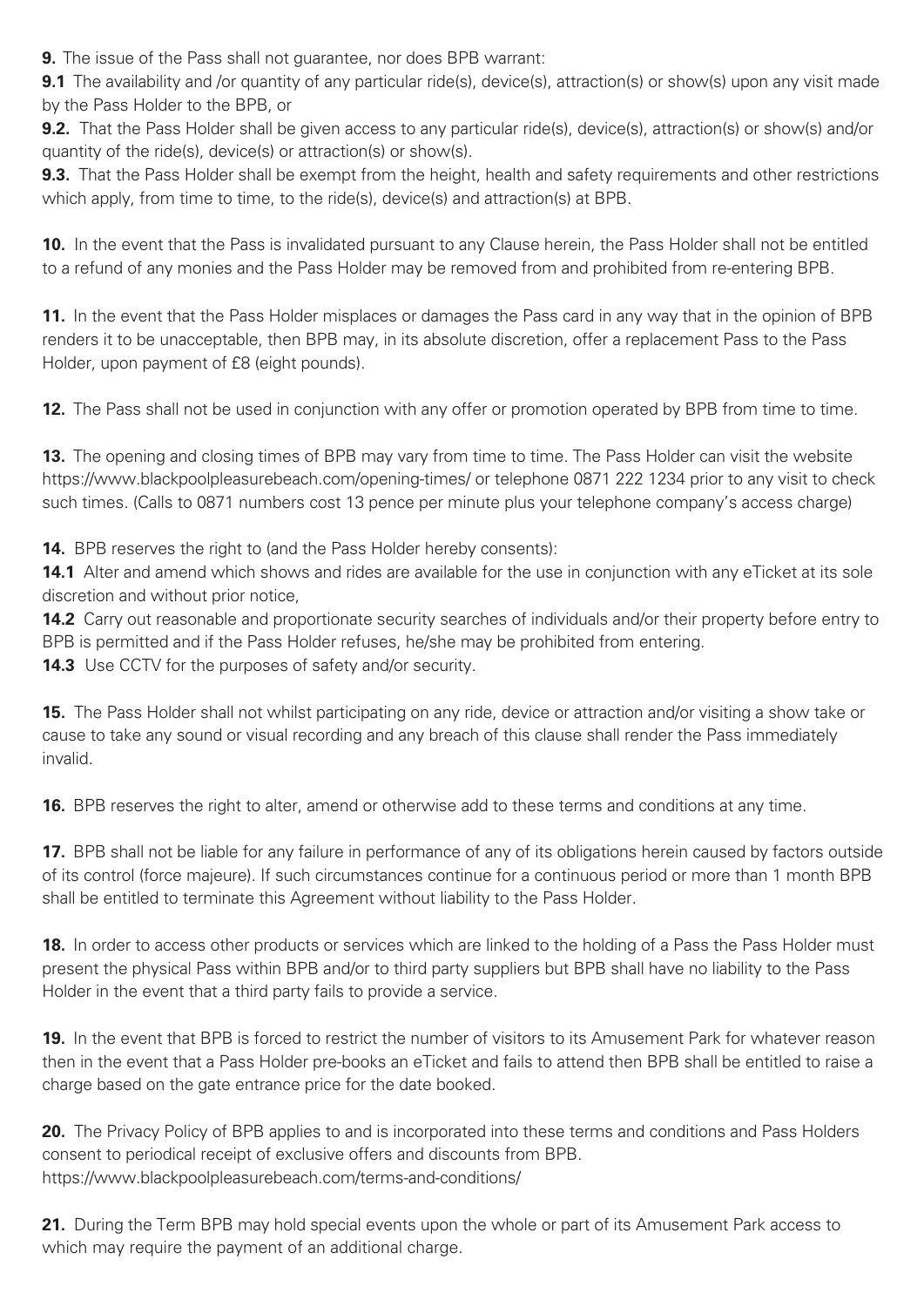**9.** The issue of the Pass shall not guarantee, nor does BPB warrant:

**9.1** The availability and /or quantity of any particular ride(s), device(s), attraction(s) or show(s) upon any visit made by the Pass Holder to the BPB, or

**9.2.** That the Pass Holder shall be given access to any particular ride(s), device(s), attraction(s) or show(s) and/or quantity of the ride(s), device(s) or attraction(s) or show(s).

**9.3.** That the Pass Holder shall be exempt from the height, health and safety requirements and other restrictions which apply, from time to time, to the ride(s), device(s) and attraction(s) at BPB.

**10.** In the event that the Pass is invalidated pursuant to any Clause herein, the Pass Holder shall not be entitled to a refund of any monies and the Pass Holder may be removed from and prohibited from re-entering BPB.

**11.** In the event that the Pass Holder misplaces or damages the Pass card in any way that in the opinion of BPB renders it to be unacceptable, then BPB may, in its absolute discretion, offer a replacement Pass to the Pass Holder, upon payment of £8 (eight pounds).

**12.** The Pass shall not be used in conjunction with any offer or promotion operated by BPB from time to time.

**13.** The opening and closing times of BPB may vary from time to time. The Pass Holder can visit the website https://www.blackpoolpleasurebeach.com/opening-times/ or telephone 0871 222 1234 prior to any visit to check such times. (Calls to 0871 numbers cost 13 pence per minute plus your telephone company's access charge)

**14.** BPB reserves the right to (and the Pass Holder hereby consents):

**14.1** Alter and amend which shows and rides are available for the use in conjunction with any eTicket at its sole discretion and without prior notice,

**14.2** Carry out reasonable and proportionate security searches of individuals and/or their property before entry to BPB is permitted and if the Pass Holder refuses, he/she may be prohibited from entering.

**14.3** Use CCTV for the purposes of safety and/or security.

**15.** The Pass Holder shall not whilst participating on any ride, device or attraction and/or visiting a show take or cause to take any sound or visual recording and any breach of this clause shall render the Pass immediately invalid.

**16.** BPB reserves the right to alter, amend or otherwise add to these terms and conditions at any time.

**17.** BPB shall not be liable for any failure in performance of any of its obligations herein caused by factors outside of its control (force majeure). If such circumstances continue for a continuous period or more than 1 month BPB shall be entitled to terminate this Agreement without liability to the Pass Holder.

**18.** In order to access other products or services which are linked to the holding of a Pass the Pass Holder must present the physical Pass within BPB and/or to third party suppliers but BPB shall have no liability to the Pass Holder in the event that a third party fails to provide a service.

**19.** In the event that BPB is forced to restrict the number of visitors to its Amusement Park for whatever reason then in the event that a Pass Holder pre-books an eTicket and fails to attend then BPB shall be entitled to raise a charge based on the gate entrance price for the date booked.

**20.** The Privacy Policy of BPB applies to and is incorporated into these terms and conditions and Pass Holders consent to periodical receipt of exclusive offers and discounts from BPB. https://www.blackpoolpleasurebeach.com/terms-and-conditions/

**21.** During the Term BPB may hold special events upon the whole or part of its Amusement Park access to which may require the payment of an additional charge.